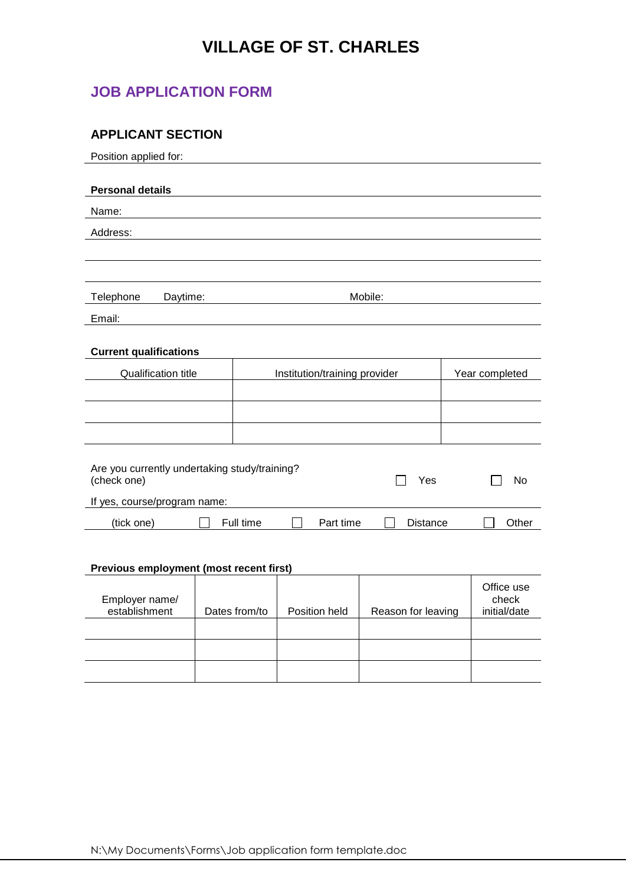# VILLAGE OF ST. CHARLES

## JOB APPLICATION FORM

### APPLICANT SECTION

Position applied for:

**Personal details**

Name:

Address:

Telephone Daytime: Mobile:

Email:

**Current qualifications**

| Qualification title | Institution/training provider | Year completed |
|---|---|---|
| | | |
| | | |
| | | |

Are you currently undertaking study/training? (check one) ☐ Yes ☐ No

If yes, course/program name:

(tick one) ☐ Full time ☐ Part time ☐ Distance ☐ Other

**Previous employment (most recent first)**

| Employer name/ establishment | Dates from/to | Position held | Reason for leaving | Office use check initial/date |
|---|---|---|---|---|
| | | | | |
| | | | | |
| | | | | |

N:\My Documents\Forms\Job application form template.doc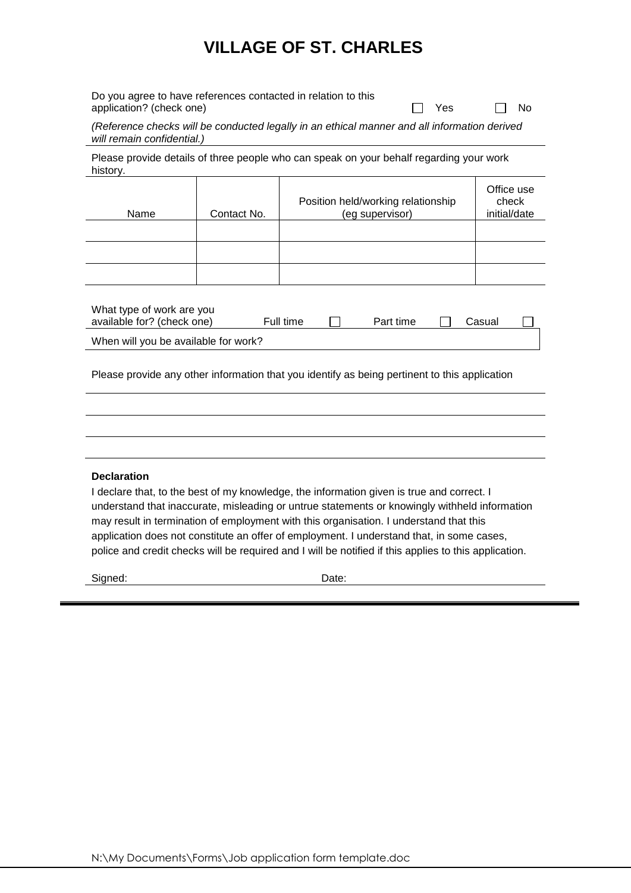# VILLAGE OF ST. CHARLES

Do you agree to have references contacted in relation to this application? (check one) ☐ Yes ☐ No

*(Reference checks will be conducted legally in an ethical manner and all information derived will remain confidential.)*

Please provide details of three people who can speak on your behalf regarding your work history.

| Name | Contact No. | Position held/working relationship (eg supervisor) | Office use check initial/date |
|---|---|---|---|
| | | | |
| | | | |
| | | | |

What type of work are you available for? (check one) Full time ☐ Part time ☐ Casual ☐

When will you be available for work?

Please provide any other information that you identify as being pertinent to this application

**Declaration**

I declare that, to the best of my knowledge, the information given is true and correct. I understand that inaccurate, misleading or untrue statements or knowingly withheld information may result in termination of employment with this organisation. I understand that this application does not constitute an offer of employment. I understand that, in some cases, police and credit checks will be required and I will be notified if this applies to this application.

Signed: Date: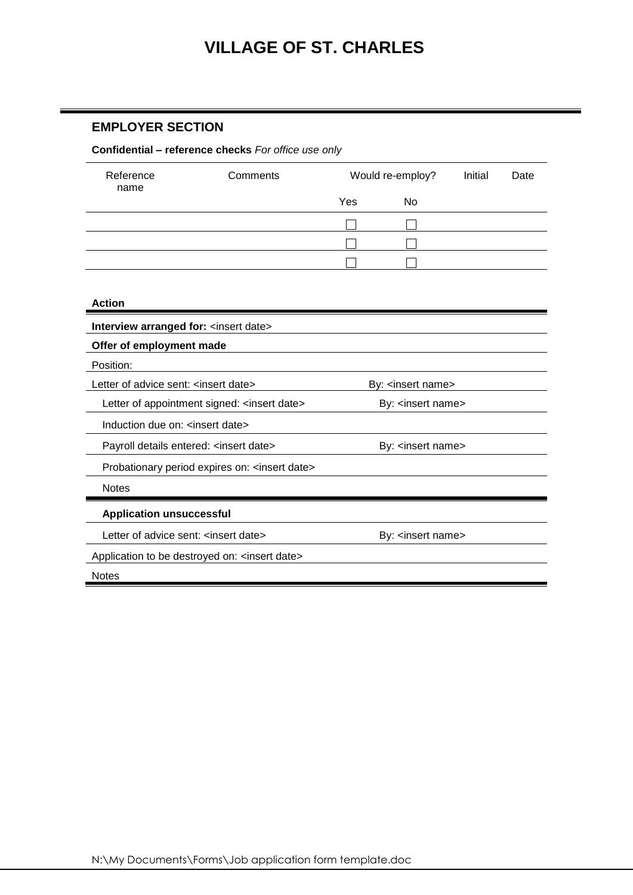# VILLAGE OF ST. CHARLES

## EMPLOYER SECTION

**Confidential – reference checks** *For office use only*

| Reference name | Comments | Would re-employ? | | Initial | Date |
|---|---|---|---|---|---|
| | | Yes | No | | |
| | | ☐ | ☐ | | |
| | | ☐ | ☐ | | |
| | | ☐ | ☐ | | |

**Action**

**Interview arranged for:** <insert date>

**Offer of employment made**

Position:

Letter of advice sent: <insert date> By: <insert name>

Letter of appointment signed: <insert date> By: <insert name>

Induction due on: <insert date>

Payroll details entered: <insert date> By: <insert name>

Probationary period expires on: <insert date>

Notes

**Application unsuccessful**

Letter of advice sent: <insert date> By: <insert name>

Application to be destroyed on: <insert date>

Notes

N:\My Documents\Forms\Job application form template.doc